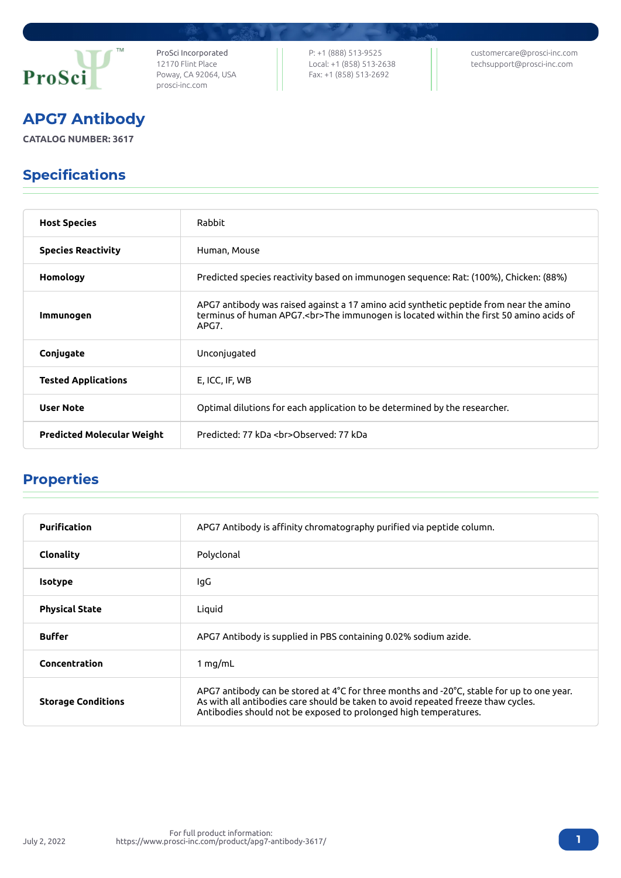ProSci Incorporated
12170 Flint Place
Poway, CA 92064, USA
prosci-inc.com

P: +1 (888) 513-9525
Local: +1 (858) 513-2638
Fax: +1 (858) 513-2692

customercare@prosci-inc.com
techsupport@prosci-inc.com

# APG7 Antibody

**CATALOG NUMBER: 3617**

## Specifications

| | |
|---|---|
| **Host Species** | Rabbit |
| **Species Reactivity** | Human, Mouse |
| **Homology** | Predicted species reactivity based on immunogen sequence: Rat: (100%), Chicken: (88%) |
| **Immunogen** | APG7 antibody was raised against a 17 amino acid synthetic peptide from near the amino terminus of human APG7.<br>The immunogen is located within the first 50 amino acids of APG7. |
| **Conjugate** | Unconjugated |
| **Tested Applications** | E, ICC, IF, WB |
| **User Note** | Optimal dilutions for each application to be determined by the researcher. |
| **Predicted Molecular Weight** | Predicted: 77 kDa <br>Observed: 77 kDa |

## Properties

| | |
|---|---|
| **Purification** | APG7 Antibody is affinity chromatography purified via peptide column. |
| **Clonality** | Polyclonal |
| **Isotype** | IgG |
| **Physical State** | Liquid |
| **Buffer** | APG7 Antibody is supplied in PBS containing 0.02% sodium azide. |
| **Concentration** | 1 mg/mL |
| **Storage Conditions** | APG7 antibody can be stored at 4°C for three months and -20°C, stable for up to one year. As with all antibodies care should be taken to avoid repeated freeze thaw cycles. Antibodies should not be exposed to prolonged high temperatures. |

July 2, 2022

For full product information:
https://www.prosci-inc.com/product/apg7-antibody-3617/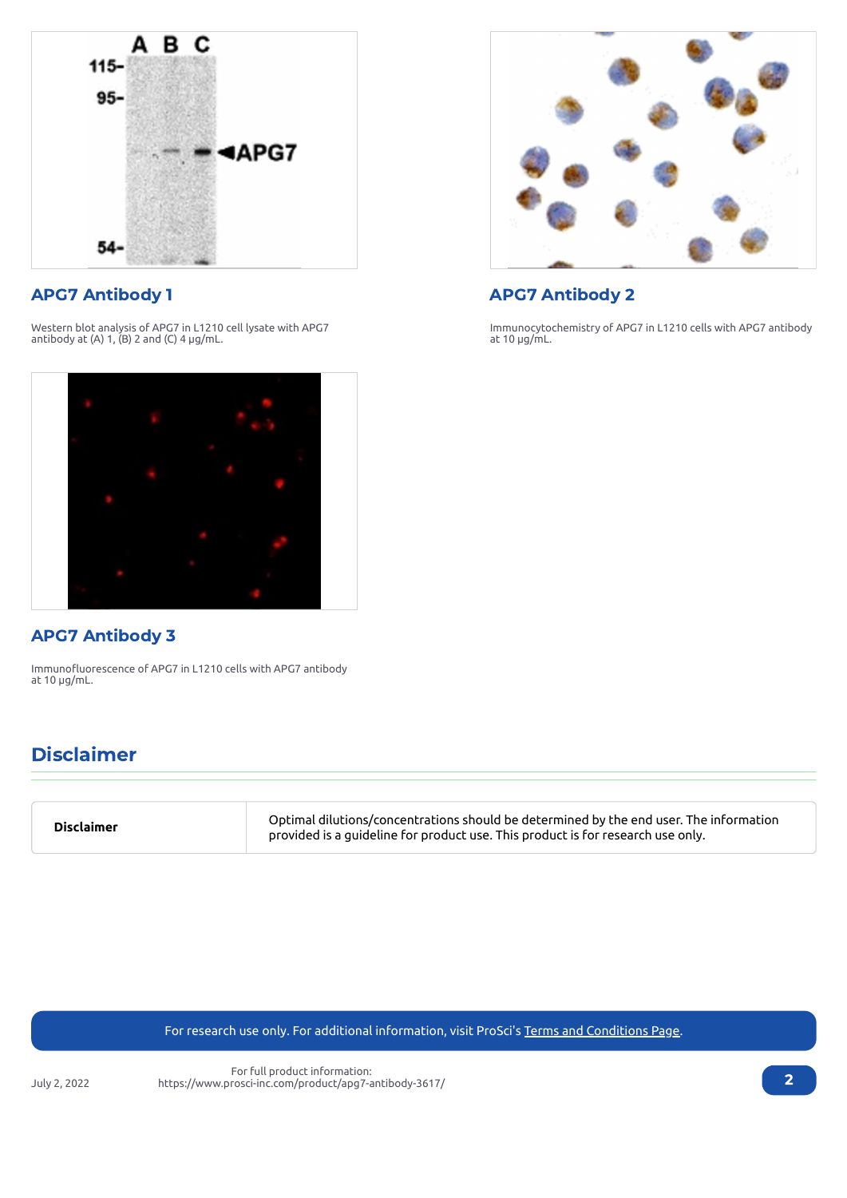### APG7 Antibody 1

Western blot analysis of APG7 in L1210 cell lysate with APG7 antibody at (A) 1, (B) 2 and (C) 4 μg/mL.

### APG7 Antibody 2

Immunocytochemistry of APG7 in L1210 cells with APG7 antibody at 10 μg/mL.

### APG7 Antibody 3

Immunofluorescence of APG7 in L1210 cells with APG7 antibody at 10 μg/mL.

## Disclaimer

| | |
|---|---|
| **Disclaimer** | Optimal dilutions/concentrations should be determined by the end user. The information provided is a guideline for product use. This product is for research use only. |

For research use only. For additional information, visit ProSci's Terms and Conditions Page.

July 2, 2022

For full product information:
https://www.prosci-inc.com/product/apg7-antibody-3617/